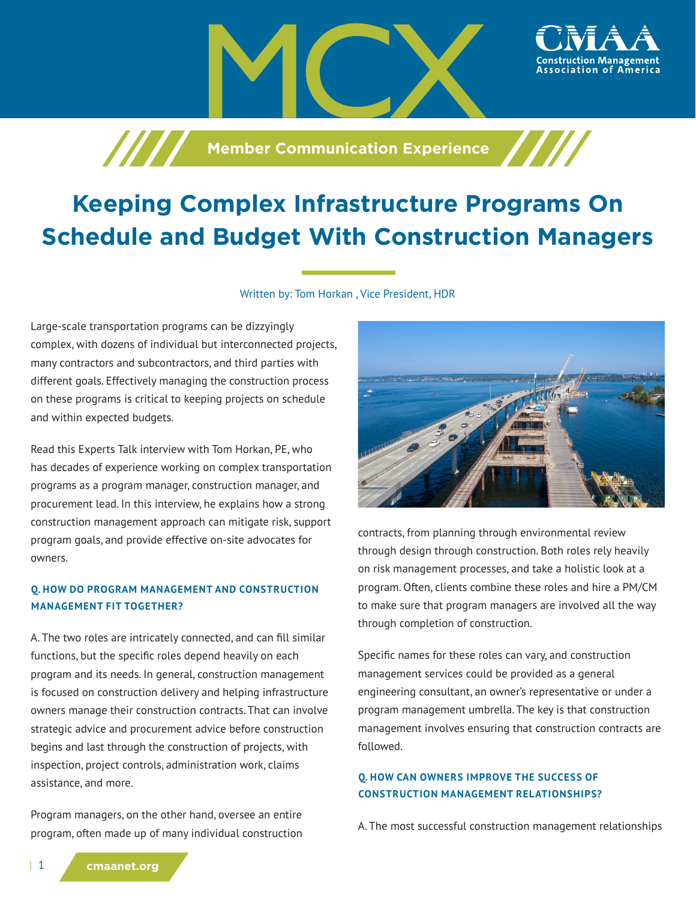MCX

Member Communication Experience

# Keeping Complex Infrastructure Programs On Schedule and Budget With Construction Managers

Written by: Tom Horkan , Vice President, HDR

Large-scale transportation programs can be dizzyingly complex, with dozens of individual but interconnected projects, many contractors and subcontractors, and third parties with different goals. Effectively managing the construction process on these programs is critical to keeping projects on schedule and within expected budgets.

Read this Experts Talk interview with Tom Horkan, PE, who has decades of experience working on complex transportation programs as a program manager, construction manager, and procurement lead. In this interview, he explains how a strong construction management approach can mitigate risk, support program goals, and provide effective on-site advocates for owners.

### Q. HOW DO PROGRAM MANAGEMENT AND CONSTRUCTION MANAGEMENT FIT TOGETHER?

A. The two roles are intricately connected, and can fill similar functions, but the specific roles depend heavily on each program and its needs. In general, construction management is focused on construction delivery and helping infrastructure owners manage their construction contracts. That can involve strategic advice and procurement advice before construction begins and last through the construction of projects, with inspection, project controls, administration work, claims assistance, and more.

Program managers, on the other hand, oversee an entire program, often made up of many individual construction contracts, from planning through environmental review through design through construction. Both roles rely heavily on risk management processes, and take a holistic look at a program. Often, clients combine these roles and hire a PM/CM to make sure that program managers are involved all the way through completion of construction.

Specific names for these roles can vary, and construction management services could be provided as a general engineering consultant, an owner's representative or under a program management umbrella. The key is that construction management involves ensuring that construction contracts are followed.

### Q. HOW CAN OWNERS IMPROVE THE SUCCESS OF CONSTRUCTION MANAGEMENT RELATIONSHIPS?

A. The most successful construction management relationships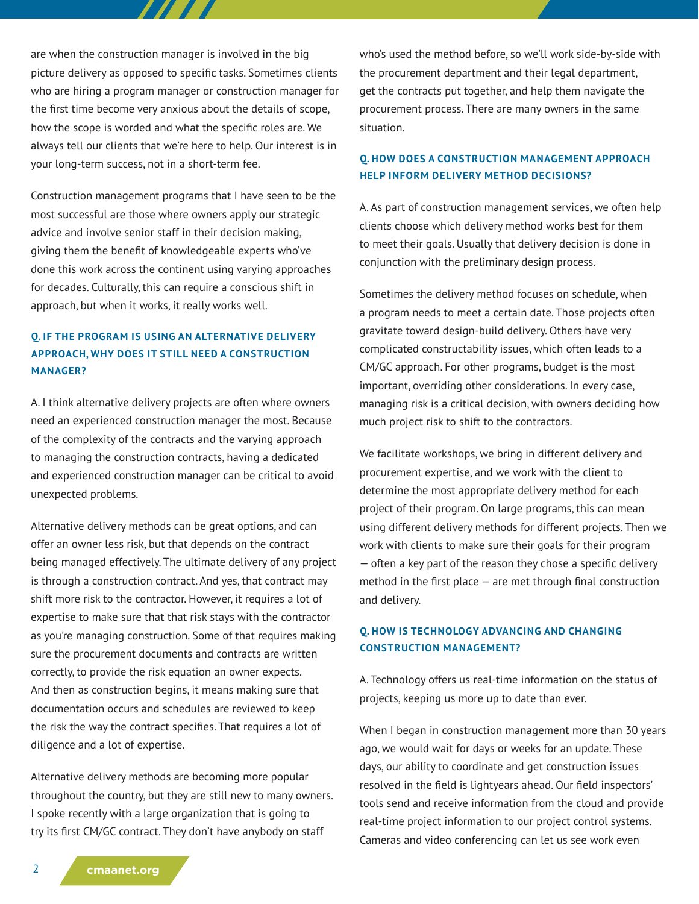are when the construction manager is involved in the big picture delivery as opposed to specific tasks. Sometimes clients who are hiring a program manager or construction manager for the first time become very anxious about the details of scope, how the scope is worded and what the specific roles are. We always tell our clients that we're here to help. Our interest is in your long-term success, not in a short-term fee.

Construction management programs that I have seen to be the most successful are those where owners apply our strategic advice and involve senior staff in their decision making, giving them the benefit of knowledgeable experts who've done this work across the continent using varying approaches for decades. Culturally, this can require a conscious shift in approach, but when it works, it really works well.

### Q. IF THE PROGRAM IS USING AN ALTERNATIVE DELIVERY APPROACH, WHY DOES IT STILL NEED A CONSTRUCTION MANAGER?

A. I think alternative delivery projects are often where owners need an experienced construction manager the most. Because of the complexity of the contracts and the varying approach to managing the construction contracts, having a dedicated and experienced construction manager can be critical to avoid unexpected problems.

Alternative delivery methods can be great options, and can offer an owner less risk, but that depends on the contract being managed effectively. The ultimate delivery of any project is through a construction contract. And yes, that contract may shift more risk to the contractor. However, it requires a lot of expertise to make sure that that risk stays with the contractor as you're managing construction. Some of that requires making sure the procurement documents and contracts are written correctly, to provide the risk equation an owner expects. And then as construction begins, it means making sure that documentation occurs and schedules are reviewed to keep the risk the way the contract specifies. That requires a lot of diligence and a lot of expertise.

Alternative delivery methods are becoming more popular throughout the country, but they are still new to many owners. I spoke recently with a large organization that is going to try its first CM/GC contract. They don't have anybody on staff who's used the method before, so we'll work side-by-side with the procurement department and their legal department, get the contracts put together, and help them navigate the procurement process. There are many owners in the same situation.

### Q. HOW DOES A CONSTRUCTION MANAGEMENT APPROACH HELP INFORM DELIVERY METHOD DECISIONS?

A. As part of construction management services, we often help clients choose which delivery method works best for them to meet their goals. Usually that delivery decision is done in conjunction with the preliminary design process.

Sometimes the delivery method focuses on schedule, when a program needs to meet a certain date. Those projects often gravitate toward design-build delivery. Others have very complicated constructability issues, which often leads to a CM/GC approach. For other programs, budget is the most important, overriding other considerations. In every case, managing risk is a critical decision, with owners deciding how much project risk to shift to the contractors.

We facilitate workshops, we bring in different delivery and procurement expertise, and we work with the client to determine the most appropriate delivery method for each project of their program. On large programs, this can mean using different delivery methods for different projects. Then we work with clients to make sure their goals for their program — often a key part of the reason they chose a specific delivery method in the first place — are met through final construction and delivery.

### Q. HOW IS TECHNOLOGY ADVANCING AND CHANGING CONSTRUCTION MANAGEMENT?

A. Technology offers us real-time information on the status of projects, keeping us more up to date than ever.

When I began in construction management more than 30 years ago, we would wait for days or weeks for an update. These days, our ability to coordinate and get construction issues resolved in the field is lightyears ahead. Our field inspectors' tools send and receive information from the cloud and provide real-time project information to our project control systems. Cameras and video conferencing can let us see work even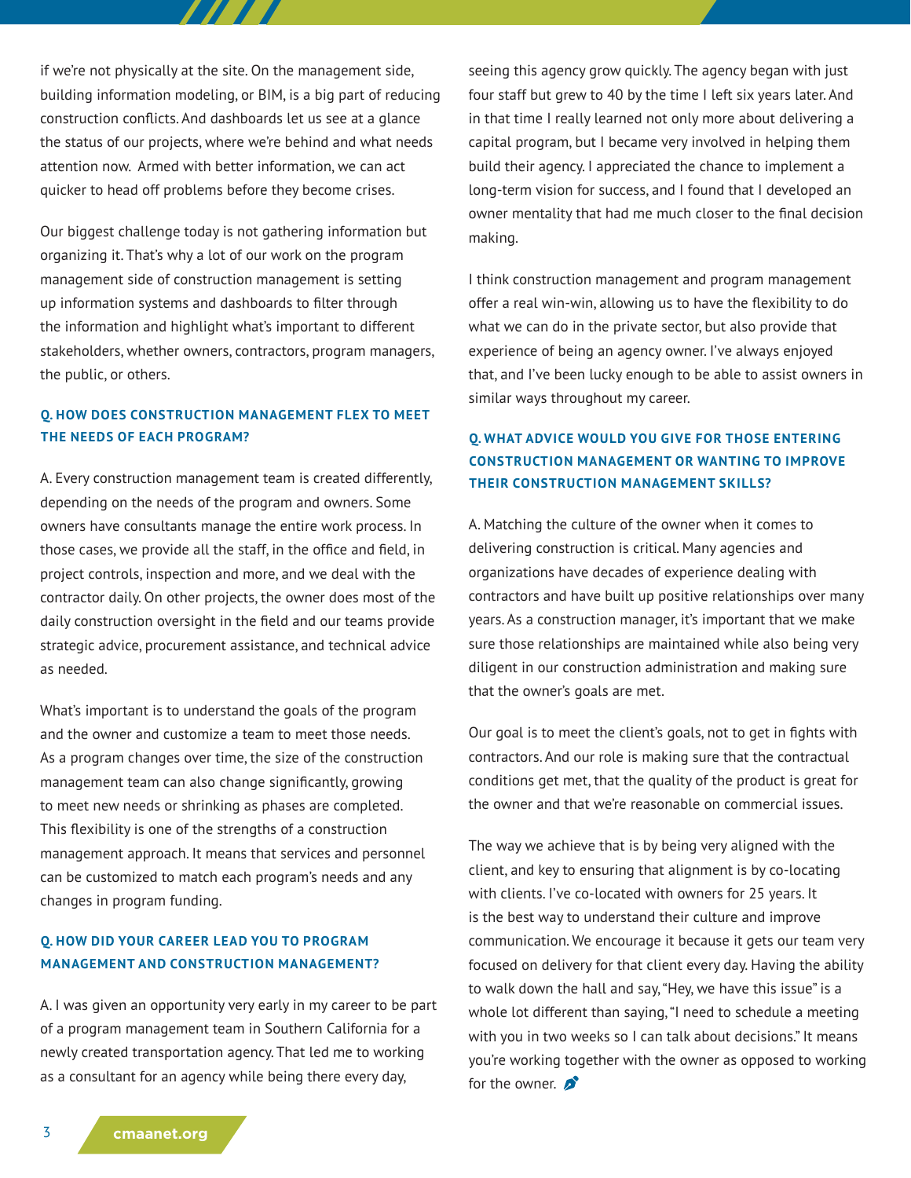if we're not physically at the site. On the management side, building information modeling, or BIM, is a big part of reducing construction conflicts. And dashboards let us see at a glance the status of our projects, where we're behind and what needs attention now. Armed with better information, we can act quicker to head off problems before they become crises.

Our biggest challenge today is not gathering information but organizing it. That's why a lot of our work on the program management side of construction management is setting up information systems and dashboards to filter through the information and highlight what's important to different stakeholders, whether owners, contractors, program managers, the public, or others.

### Q. HOW DOES CONSTRUCTION MANAGEMENT FLEX TO MEET THE NEEDS OF EACH PROGRAM?

A. Every construction management team is created differently, depending on the needs of the program and owners. Some owners have consultants manage the entire work process. In those cases, we provide all the staff, in the office and field, in project controls, inspection and more, and we deal with the contractor daily. On other projects, the owner does most of the daily construction oversight in the field and our teams provide strategic advice, procurement assistance, and technical advice as needed.

What's important is to understand the goals of the program and the owner and customize a team to meet those needs. As a program changes over time, the size of the construction management team can also change significantly, growing to meet new needs or shrinking as phases are completed. This flexibility is one of the strengths of a construction management approach. It means that services and personnel can be customized to match each program's needs and any changes in program funding.

### Q. HOW DID YOUR CAREER LEAD YOU TO PROGRAM MANAGEMENT AND CONSTRUCTION MANAGEMENT?

A. I was given an opportunity very early in my career to be part of a program management team in Southern California for a newly created transportation agency. That led me to working as a consultant for an agency while being there every day, seeing this agency grow quickly. The agency began with just four staff but grew to 40 by the time I left six years later. And in that time I really learned not only more about delivering a capital program, but I became very involved in helping them build their agency. I appreciated the chance to implement a long-term vision for success, and I found that I developed an owner mentality that had me much closer to the final decision making.

I think construction management and program management offer a real win-win, allowing us to have the flexibility to do what we can do in the private sector, but also provide that experience of being an agency owner. I've always enjoyed that, and I've been lucky enough to be able to assist owners in similar ways throughout my career.

### Q. WHAT ADVICE WOULD YOU GIVE FOR THOSE ENTERING CONSTRUCTION MANAGEMENT OR WANTING TO IMPROVE THEIR CONSTRUCTION MANAGEMENT SKILLS?

A. Matching the culture of the owner when it comes to delivering construction is critical. Many agencies and organizations have decades of experience dealing with contractors and have built up positive relationships over many years. As a construction manager, it's important that we make sure those relationships are maintained while also being very diligent in our construction administration and making sure that the owner's goals are met.

Our goal is to meet the client's goals, not to get in fights with contractors. And our role is making sure that the contractual conditions get met, that the quality of the product is great for the owner and that we're reasonable on commercial issues.

The way we achieve that is by being very aligned with the client, and key to ensuring that alignment is by co-locating with clients. I've co-located with owners for 25 years. It is the best way to understand their culture and improve communication. We encourage it because it gets our team very focused on delivery for that client every day. Having the ability to walk down the hall and say, "Hey, we have this issue" is a whole lot different than saying, "I need to schedule a meeting with you in two weeks so I can talk about decisions." It means you're working together with the owner as opposed to working for the owner.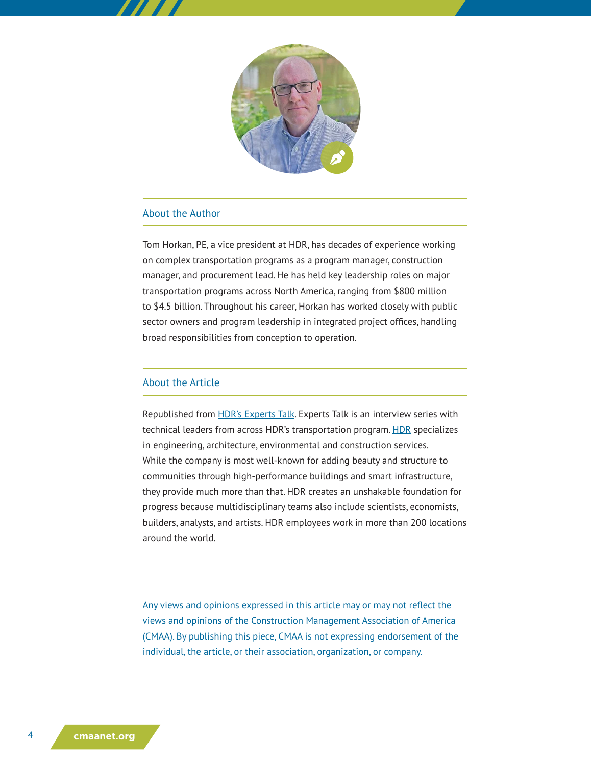## About the Author

Tom Horkan, PE, a vice president at HDR, has decades of experience working on complex transportation programs as a program manager, construction manager, and procurement lead. He has held key leadership roles on major transportation programs across North America, ranging from $800 million to $4.5 billion. Throughout his career, Horkan has worked closely with public sector owners and program leadership in integrated project offices, handling broad responsibilities from conception to operation.

## About the Article

Republished from HDR's Experts Talk. Experts Talk is an interview series with technical leaders from across HDR's transportation program. HDR specializes in engineering, architecture, environmental and construction services. While the company is most well-known for adding beauty and structure to communities through high-performance buildings and smart infrastructure, they provide much more than that. HDR creates an unshakable foundation for progress because multidisciplinary teams also include scientists, economists, builders, analysts, and artists. HDR employees work in more than 200 locations around the world.

Any views and opinions expressed in this article may or may not reflect the views and opinions of the Construction Management Association of America (CMAA). By publishing this piece, CMAA is not expressing endorsement of the individual, the article, or their association, organization, or company.